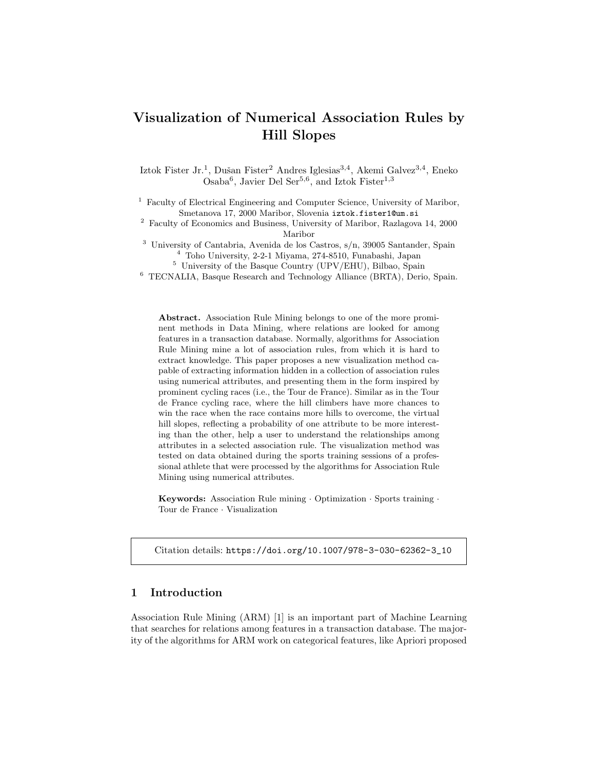# Visualization of Numerical Association Rules by Hill Slopes

Iztok Fister Jr.[1], Dušan Fister[2] Andres Iglesias[3,4], Akemi Galvez[3,4], Eneko Osaba[6], Javier Del Ser[5,6], and Iztok Fister[1,3]

[1] Faculty of Electrical Engineering and Computer Science, University of Maribor, Smetanova 17, 2000 Maribor, Slovenia iztok.fister1@um.si

[2] Faculty of Economics and Business, University of Maribor, Razlagova 14, 2000 Maribor

[3] University of Cantabria, Avenida de los Castros, s/n, 39005 Santander, Spain

[4] Toho University, 2-2-1 Miyama, 274-8510, Funabashi, Japan

[5] University of the Basque Country (UPV/EHU), Bilbao, Spain

[6] TECNALIA, Basque Research and Technology Alliance (BRTA), Derio, Spain.

**Abstract.** Association Rule Mining belongs to one of the more prominent methods in Data Mining, where relations are looked for among features in a transaction database. Normally, algorithms for Association Rule Mining mine a lot of association rules, from which it is hard to extract knowledge. This paper proposes a new visualization method capable of extracting information hidden in a collection of association rules using numerical attributes, and presenting them in the form inspired by prominent cycling races (i.e., the Tour de France). Similar as in the Tour de France cycling race, where the hill climbers have more chances to win the race when the race contains more hills to overcome, the virtual hill slopes, reflecting a probability of one attribute to be more interesting than the other, help a user to understand the relationships among attributes in a selected association rule. The visualization method was tested on data obtained during the sports training sessions of a professional athlete that were processed by the algorithms for Association Rule Mining using numerical attributes.

**Keywords:** Association Rule mining · Optimization · Sports training · Tour de France · Visualization

Citation details: https://doi.org/10.1007/978-3-030-62362-3_10

## 1 Introduction

Association Rule Mining (ARM) [1] is an important part of Machine Learning that searches for relations among features in a transaction database. The majority of the algorithms for ARM work on categorical features, like Apriori proposed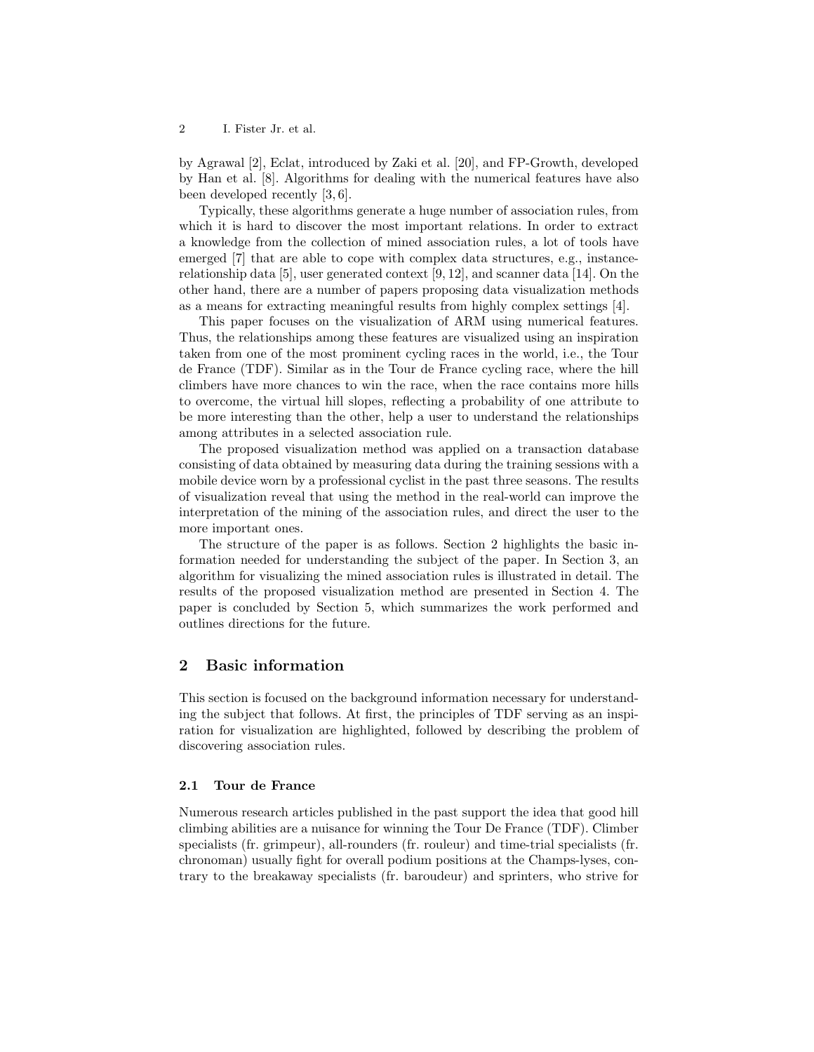by Agrawal [2], Eclat, introduced by Zaki et al. [20], and FP-Growth, developed by Han et al. [8]. Algorithms for dealing with the numerical features have also been developed recently [3, 6].

Typically, these algorithms generate a huge number of association rules, from which it is hard to discover the most important relations. In order to extract a knowledge from the collection of mined association rules, a lot of tools have emerged [7] that are able to cope with complex data structures, e.g., instance-relationship data [5], user generated context [9, 12], and scanner data [14]. On the other hand, there are a number of papers proposing data visualization methods as a means for extracting meaningful results from highly complex settings [4].

This paper focuses on the visualization of ARM using numerical features. Thus, the relationships among these features are visualized using an inspiration taken from one of the most prominent cycling races in the world, i.e., the Tour de France (TDF). Similar as in the Tour de France cycling race, where the hill climbers have more chances to win the race, when the race contains more hills to overcome, the virtual hill slopes, reflecting a probability of one attribute to be more interesting than the other, help a user to understand the relationships among attributes in a selected association rule.

The proposed visualization method was applied on a transaction database consisting of data obtained by measuring data during the training sessions with a mobile device worn by a professional cyclist in the past three seasons. The results of visualization reveal that using the method in the real-world can improve the interpretation of the mining of the association rules, and direct the user to the more important ones.

The structure of the paper is as follows. Section 2 highlights the basic information needed for understanding the subject of the paper. In Section 3, an algorithm for visualizing the mined association rules is illustrated in detail. The results of the proposed visualization method are presented in Section 4. The paper is concluded by Section 5, which summarizes the work performed and outlines directions for the future.

## 2 Basic information

This section is focused on the background information necessary for understanding the subject that follows. At first, the principles of TDF serving as an inspiration for visualization are highlighted, followed by describing the problem of discovering association rules.

### 2.1 Tour de France

Numerous research articles published in the past support the idea that good hill climbing abilities are a nuisance for winning the Tour De France (TDF). Climber specialists (fr. grimpeur), all-rounders (fr. rouleur) and time-trial specialists (fr. chronoman) usually fight for overall podium positions at the Champs-lyses, contrary to the breakaway specialists (fr. baroudeur) and sprinters, who strive for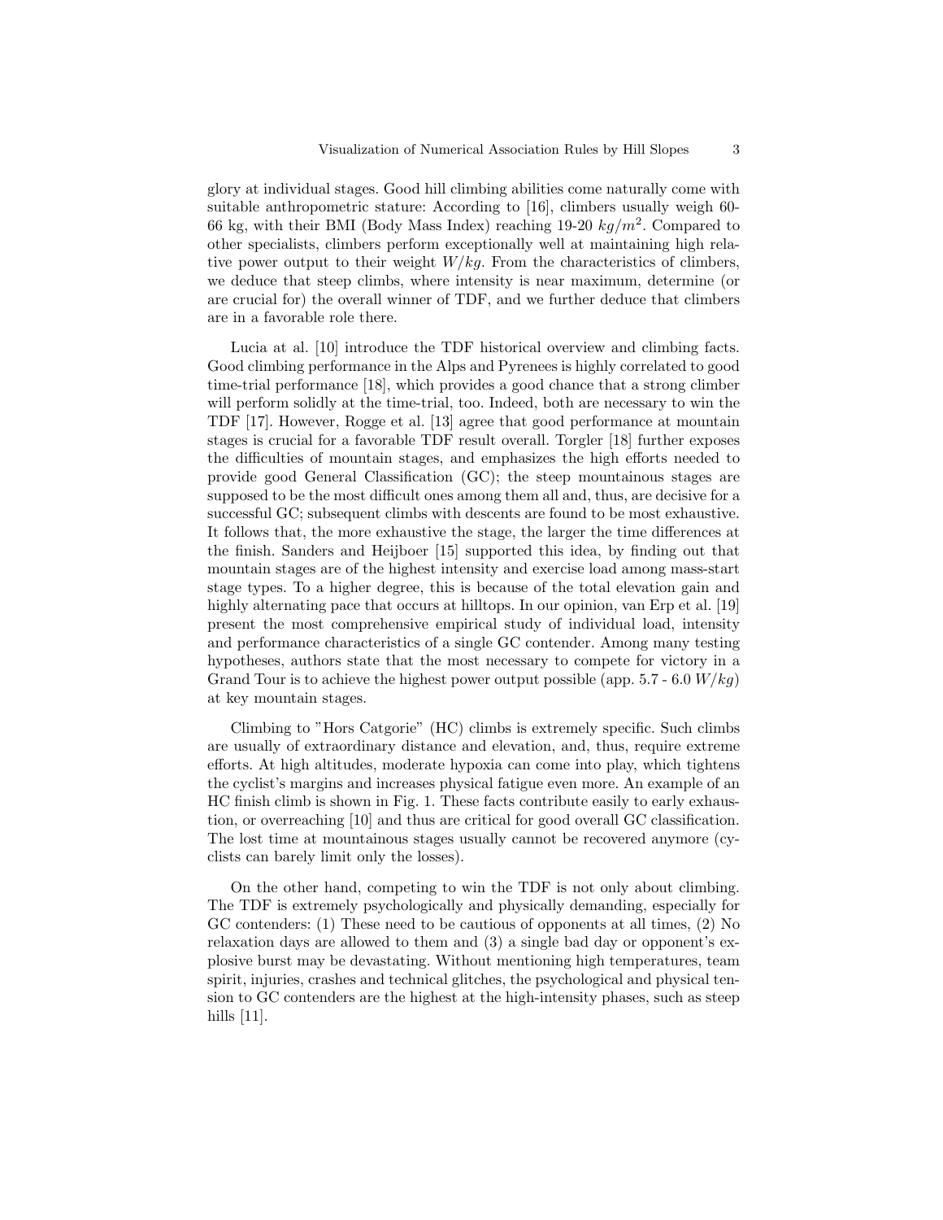glory at individual stages. Good hill climbing abilities come naturally come with suitable anthropometric stature: According to [16], climbers usually weigh 60-66 kg, with their BMI (Body Mass Index) reaching 19-20 $kg/m^2$. Compared to other specialists, climbers perform exceptionally well at maintaining high relative power output to their weight $W/kg$. From the characteristics of climbers, we deduce that steep climbs, where intensity is near maximum, determine (or are crucial for) the overall winner of TDF, and we further deduce that climbers are in a favorable role there.

Lucia at al. [10] introduce the TDF historical overview and climbing facts. Good climbing performance in the Alps and Pyrenees is highly correlated to good time-trial performance [18], which provides a good chance that a strong climber will perform solidly at the time-trial, too. Indeed, both are necessary to win the TDF [17]. However, Rogge et al. [13] agree that good performance at mountain stages is crucial for a favorable TDF result overall. Torgler [18] further exposes the difficulties of mountain stages, and emphasizes the high efforts needed to provide good General Classification (GC); the steep mountainous stages are supposed to be the most difficult ones among them all and, thus, are decisive for a successful GC; subsequent climbs with descents are found to be most exhaustive. It follows that, the more exhaustive the stage, the larger the time differences at the finish. Sanders and Heijboer [15] supported this idea, by finding out that mountain stages are of the highest intensity and exercise load among mass-start stage types. To a higher degree, this is because of the total elevation gain and highly alternating pace that occurs at hilltops. In our opinion, van Erp et al. [19] present the most comprehensive empirical study of individual load, intensity and performance characteristics of a single GC contender. Among many testing hypotheses, authors state that the most necessary to compete for victory in a Grand Tour is to achieve the highest power output possible (app. 5.7 - 6.0 $W/kg$) at key mountain stages.

Climbing to "Hors Catgorie" (HC) climbs is extremely specific. Such climbs are usually of extraordinary distance and elevation, and, thus, require extreme efforts. At high altitudes, moderate hypoxia can come into play, which tightens the cyclist's margins and increases physical fatigue even more. An example of an HC finish climb is shown in Fig. 1. These facts contribute easily to early exhaustion, or overreaching [10] and thus are critical for good overall GC classification. The lost time at mountainous stages usually cannot be recovered anymore (cyclists can barely limit only the losses).

On the other hand, competing to win the TDF is not only about climbing. The TDF is extremely psychologically and physically demanding, especially for GC contenders: (1) These need to be cautious of opponents at all times, (2) No relaxation days are allowed to them and (3) a single bad day or opponent's explosive burst may be devastating. Without mentioning high temperatures, team spirit, injuries, crashes and technical glitches, the psychological and physical tension to GC contenders are the highest at the high-intensity phases, such as steep hills [11].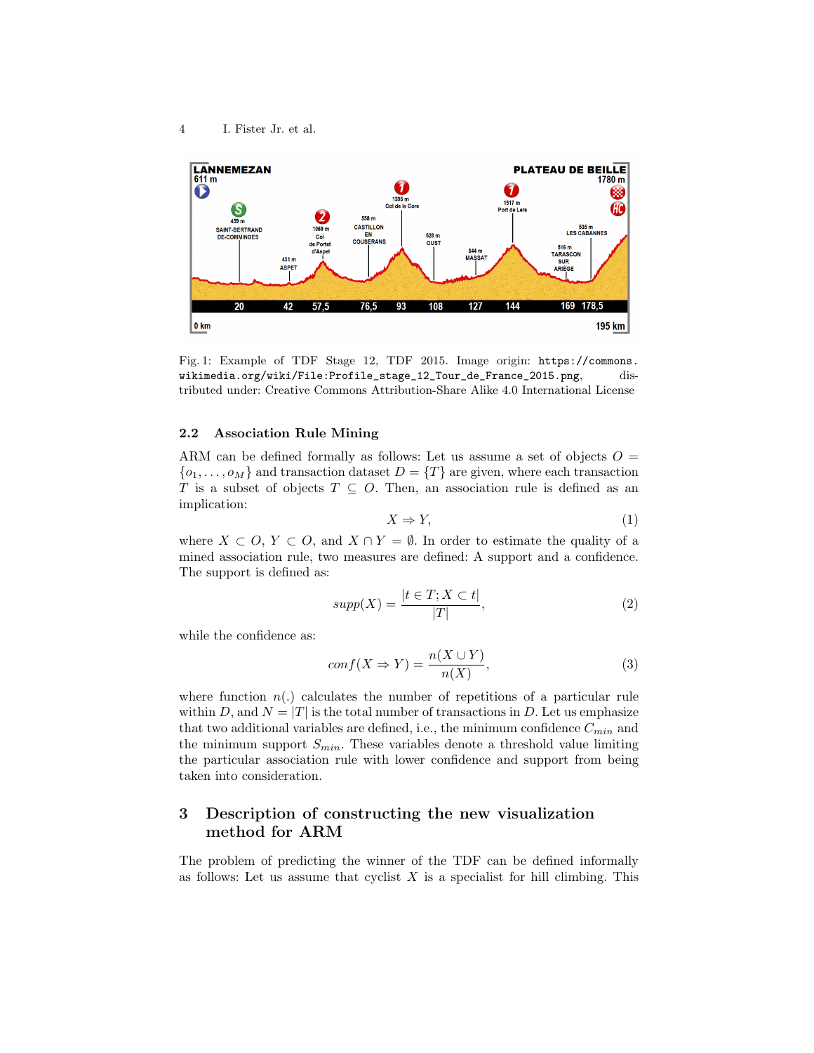Fig. 1: Example of TDF Stage 12, TDF 2015. Image origin: `https://commons.wikimedia.org/wiki/File:Profile_stage_12_Tour_de_France_2015.png`, distributed under: Creative Commons Attribution-Share Alike 4.0 International License

### 2.2 Association Rule Mining

ARM can be defined formally as follows: Let us assume a set of objects $O = \{o_1, \ldots, o_M\}$ and transaction dataset $D = \{T\}$ are given, where each transaction $T$ is a subset of objects $T \subseteq O$. Then, an association rule is defined as an implication:

$$X \Rightarrow Y, \tag{1}$$

where $X \subset O$, $Y \subset O$, and $X \cap Y = \emptyset$. In order to estimate the quality of a mined association rule, two measures are defined: A support and a confidence. The support is defined as:

$$supp(X) = \frac{|t \in T; X \subset t|}{|T|}, \tag{2}$$

while the confidence as:

$$conf(X \Rightarrow Y) = \frac{n(X \cup Y)}{n(X)}, \tag{3}$$

where function $n(.)$ calculates the number of repetitions of a particular rule within $D$, and $N = |T|$ is the total number of transactions in $D$. Let us emphasize that two additional variables are defined, i.e., the minimum confidence $C_{min}$ and the minimum support $S_{min}$. These variables denote a threshold value limiting the particular association rule with lower confidence and support from being taken into consideration.

## 3 Description of constructing the new visualization method for ARM

The problem of predicting the winner of the TDF can be defined informally as follows: Let us assume that cyclist $X$ is a specialist for hill climbing. This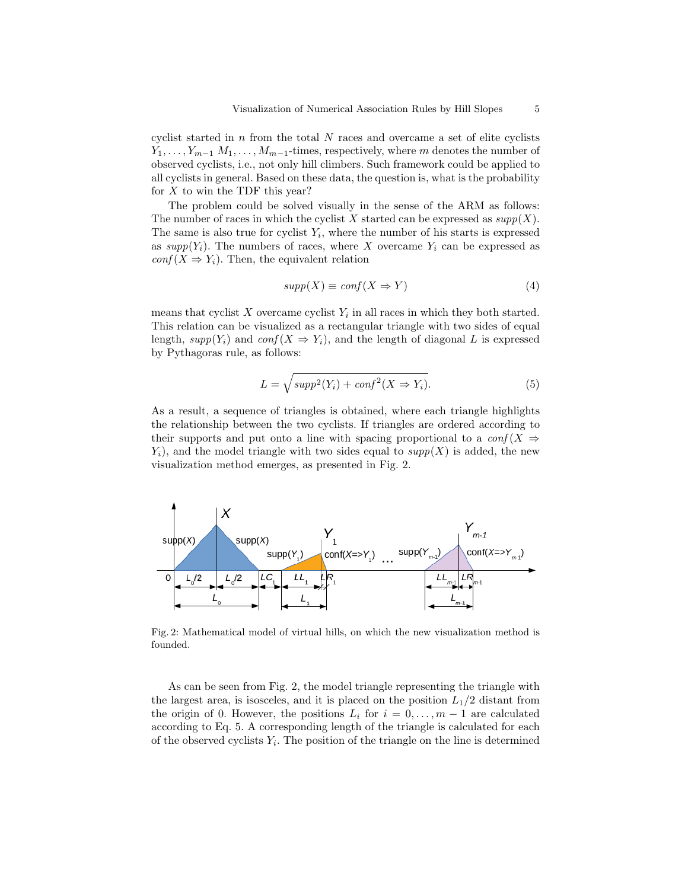cyclist started in $n$ from the total $N$ races and overcame a set of elite cyclists $Y_1, \ldots, Y_{m-1}$ $M_1, \ldots, M_{m-1}$-times, respectively, where $m$ denotes the number of observed cyclists, i.e., not only hill climbers. Such framework could be applied to all cyclists in general. Based on these data, the question is, what is the probability for $X$ to win the TDF this year?

The problem could be solved visually in the sense of the ARM as follows: The number of races in which the cyclist $X$ started can be expressed as $supp(X)$. The same is also true for cyclist $Y_i$, where the number of his starts is expressed as $supp(Y_i)$. The numbers of races, where $X$ overcame $Y_i$ can be expressed as $conf(X \Rightarrow Y_i)$. Then, the equivalent relation

$$supp(X) \equiv conf(X \Rightarrow Y) \tag{4}$$

means that cyclist $X$ overcame cyclist $Y_i$ in all races in which they both started. This relation can be visualized as a rectangular triangle with two sides of equal length, $supp(Y_i)$ and $conf(X \Rightarrow Y_i)$, and the length of diagonal $L$ is expressed by Pythagoras rule, as follows:

$$L = \sqrt{supp^2(Y_i) + conf^2(X \Rightarrow Y_i)}. \tag{5}$$

As a result, a sequence of triangles is obtained, where each triangle highlights the relationship between the two cyclists. If triangles are ordered according to their supports and put onto a line with spacing proportional to a $conf(X \Rightarrow Y_i)$, and the model triangle with two sides equal to $supp(X)$ is added, the new visualization method emerges, as presented in Fig. 2.

Fig. 2: Mathematical model of virtual hills, on which the new visualization method is founded.

As can be seen from Fig. 2, the model triangle representing the triangle with the largest area, is isosceles, and it is placed on the position $L_1/2$ distant from the origin of 0. However, the positions $L_i$ for $i = 0, \ldots, m-1$ are calculated according to Eq. 5. A corresponding length of the triangle is calculated for each of the observed cyclists $Y_i$. The position of the triangle on the line is determined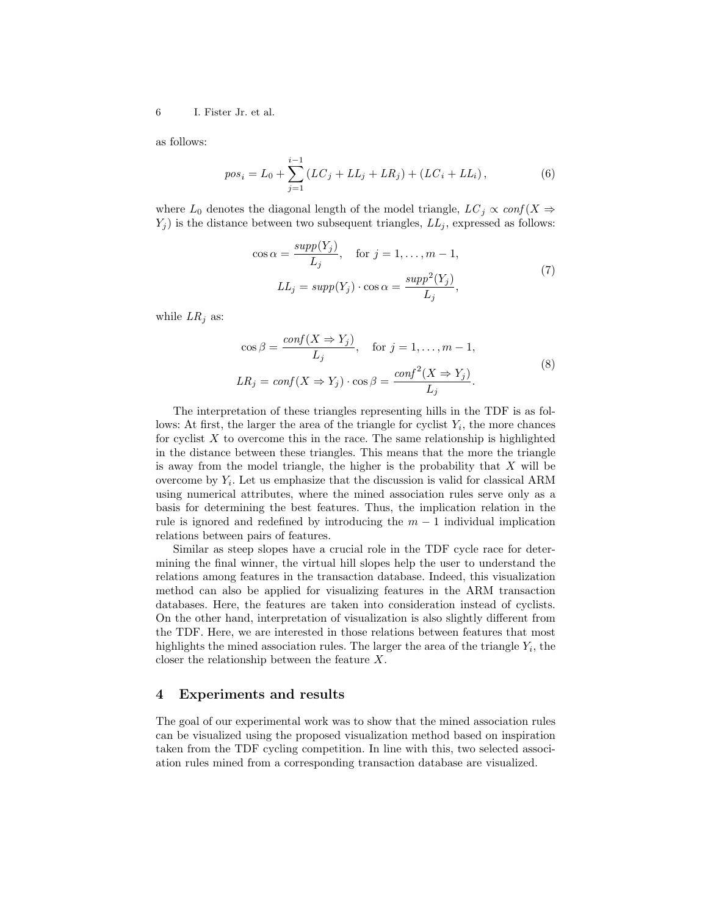as follows:

$$pos_i = L_0 + \sum_{j=1}^{i-1} (LC_j + LL_j + LR_j) + (LC_i + LL_i), \tag{6}$$

where $L_0$ denotes the diagonal length of the model triangle, $LC_j \propto conf(X \Rightarrow Y_j)$ is the distance between two subsequent triangles, $LL_j$, expressed as follows:

$$\begin{aligned} \cos\alpha &= \frac{supp(Y_j)}{L_j}, \quad \text{for } j = 1, \ldots, m-1, \\ LL_j &= supp(Y_j) \cdot \cos\alpha = \frac{supp^2(Y_j)}{L_j}, \end{aligned} \tag{7}$$

while $LR_j$ as:

$$\begin{aligned} \cos\beta &= \frac{conf(X \Rightarrow Y_j)}{L_j}, \quad \text{for } j = 1, \ldots, m-1, \\ LR_j &= conf(X \Rightarrow Y_j) \cdot \cos\beta = \frac{conf^2(X \Rightarrow Y_j)}{L_j}. \end{aligned} \tag{8}$$

The interpretation of these triangles representing hills in the TDF is as follows: At first, the larger the area of the triangle for cyclist $Y_i$, the more chances for cyclist $X$ to overcome this in the race. The same relationship is highlighted in the distance between these triangles. This means that the more the triangle is away from the model triangle, the higher is the probability that $X$ will be overcome by $Y_i$. Let us emphasize that the discussion is valid for classical ARM using numerical attributes, where the mined association rules serve only as a basis for determining the best features. Thus, the implication relation in the rule is ignored and redefined by introducing the $m-1$ individual implication relations between pairs of features.

Similar as steep slopes have a crucial role in the TDF cycle race for determining the final winner, the virtual hill slopes help the user to understand the relations among features in the transaction database. Indeed, this visualization method can also be applied for visualizing features in the ARM transaction databases. Here, the features are taken into consideration instead of cyclists. On the other hand, interpretation of visualization is also slightly different from the TDF. Here, we are interested in those relations between features that most highlights the mined association rules. The larger the area of the triangle $Y_i$, the closer the relationship between the feature $X$.

## 4 Experiments and results

The goal of our experimental work was to show that the mined association rules can be visualized using the proposed visualization method based on inspiration taken from the TDF cycling competition. In line with this, two selected association rules mined from a corresponding transaction database are visualized.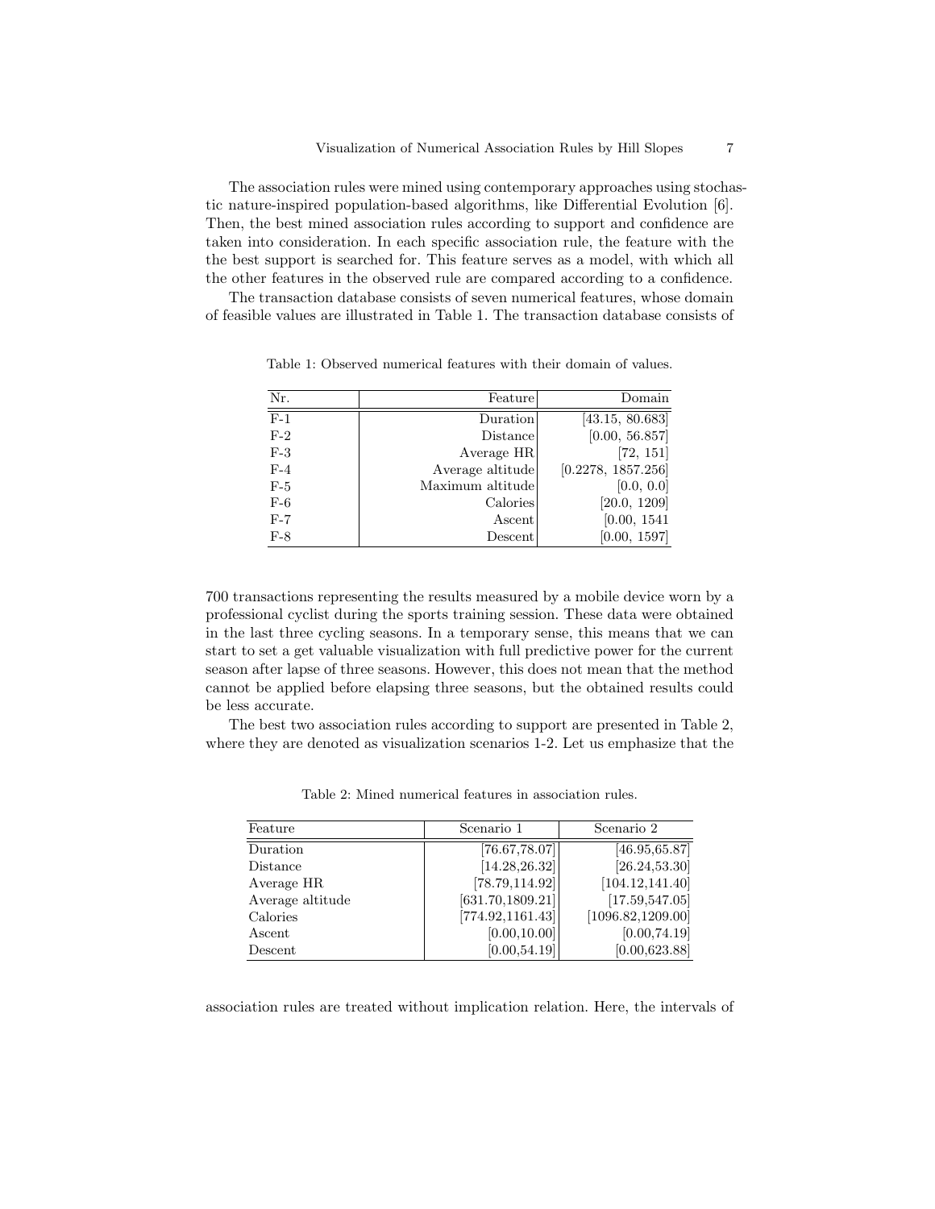The association rules were mined using contemporary approaches using stochastic nature-inspired population-based algorithms, like Differential Evolution [6]. Then, the best mined association rules according to support and confidence are taken into consideration. In each specific association rule, the feature with the the best support is searched for. This feature serves as a model, with which all the other features in the observed rule are compared according to a confidence.

The transaction database consists of seven numerical features, whose domain of feasible values are illustrated in Table 1. The transaction database consists of

Table 1: Observed numerical features with their domain of values.

| Nr. | Feature | Domain |
|---|---:|---:|
| F-1 | Duration | [43.15, 80.683] |
| F-2 | Distance | [0.00, 56.857] |
| F-3 | Average HR | [72, 151] |
| F-4 | Average altitude | [0.2278, 1857.256] |
| F-5 | Maximum altitude | [0.0, 0.0] |
| F-6 | Calories | [20.0, 1209] |
| F-7 | Ascent | [0.00, 1541 |
| F-8 | Descent | [0.00, 1597] |

700 transactions representing the results measured by a mobile device worn by a professional cyclist during the sports training session. These data were obtained in the last three cycling seasons. In a temporary sense, this means that we can start to set a get valuable visualization with full predictive power for the current season after lapse of three seasons. However, this does not mean that the method cannot be applied before elapsing three seasons, but the obtained results could be less accurate.

The best two association rules according to support are presented in Table 2, where they are denoted as visualization scenarios 1-2. Let us emphasize that the

Table 2: Mined numerical features in association rules.

| Feature | Scenario 1 | Scenario 2 |
|---|---:|---:|
| Duration | [76.67,78.07] | [46.95,65.87] |
| Distance | [14.28,26.32] | [26.24,53.30] |
| Average HR | [78.79,114.92] | [104.12,141.40] |
| Average altitude | [631.70,1809.21] | [17.59,547.05] |
| Calories | [774.92,1161.43] | [1096.82,1209.00] |
| Ascent | [0.00,10.00] | [0.00,74.19] |
| Descent | [0.00,54.19] | [0.00,623.88] |

association rules are treated without implication relation. Here, the intervals of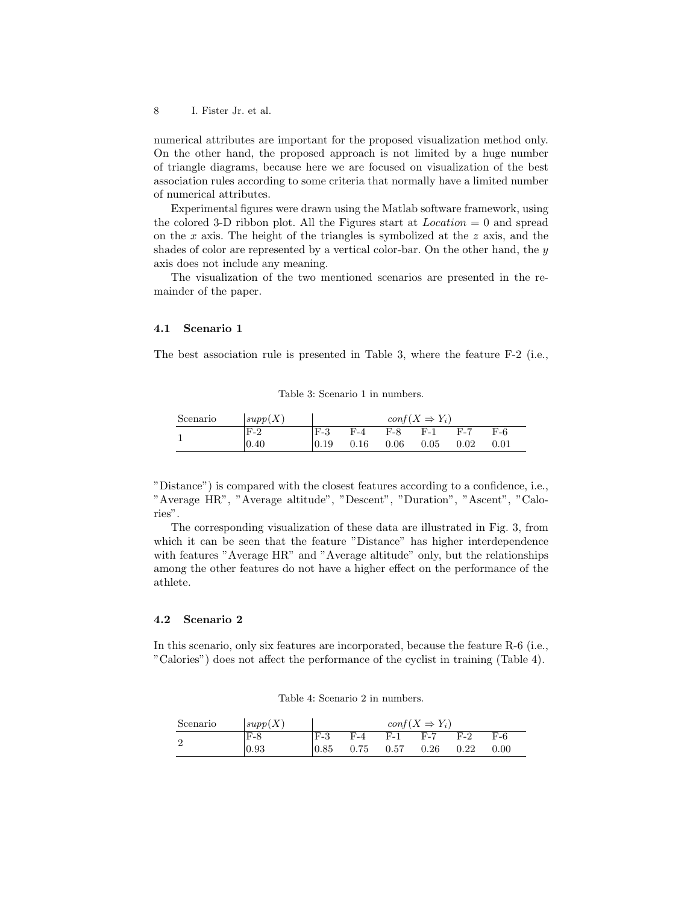numerical attributes are important for the proposed visualization method only. On the other hand, the proposed approach is not limited by a huge number of triangle diagrams, because here we are focused on visualization of the best association rules according to some criteria that normally have a limited number of numerical attributes.

Experimental figures were drawn using the Matlab software framework, using the colored 3-D ribbon plot. All the Figures start at *Location* = 0 and spread on the $x$ axis. The height of the triangles is symbolized at the $z$ axis, and the shades of color are represented by a vertical color-bar. On the other hand, the $y$ axis does not include any meaning.

The visualization of the two mentioned scenarios are presented in the remainder of the paper.

### 4.1 Scenario 1

The best association rule is presented in Table 3, where the feature F-2 (i.e.,

Table 3: Scenario 1 in numbers.

| Scenario | $supp(X)$ | $conf(X \Rightarrow Y_i)$ | | | | | |
|---|---|---|---|---|---|---|---|
| 1 | F-2 | F-3 | F-4 | F-8 | F-1 | F-7 | F-6 |
| | 0.40 | 0.19 | 0.16 | 0.06 | 0.05 | 0.02 | 0.01 |

"Distance") is compared with the closest features according to a confidence, i.e., "Average HR", "Average altitude", "Descent", "Duration", "Ascent", "Calories".

The corresponding visualization of these data are illustrated in Fig. 3, from which it can be seen that the feature "Distance" has higher interdependence with features "Average HR" and "Average altitude" only, but the relationships among the other features do not have a higher effect on the performance of the athlete.

### 4.2 Scenario 2

In this scenario, only six features are incorporated, because the feature R-6 (i.e., "Calories") does not affect the performance of the cyclist in training (Table 4).

Table 4: Scenario 2 in numbers.

| Scenario | $supp(X)$ | $conf(X \Rightarrow Y_i)$ | | | | | |
|---|---|---|---|---|---|---|---|
| 2 | F-8 | F-3 | F-4 | F-1 | F-7 | F-2 | F-6 |
| | 0.93 | 0.85 | 0.75 | 0.57 | 0.26 | 0.22 | 0.00 |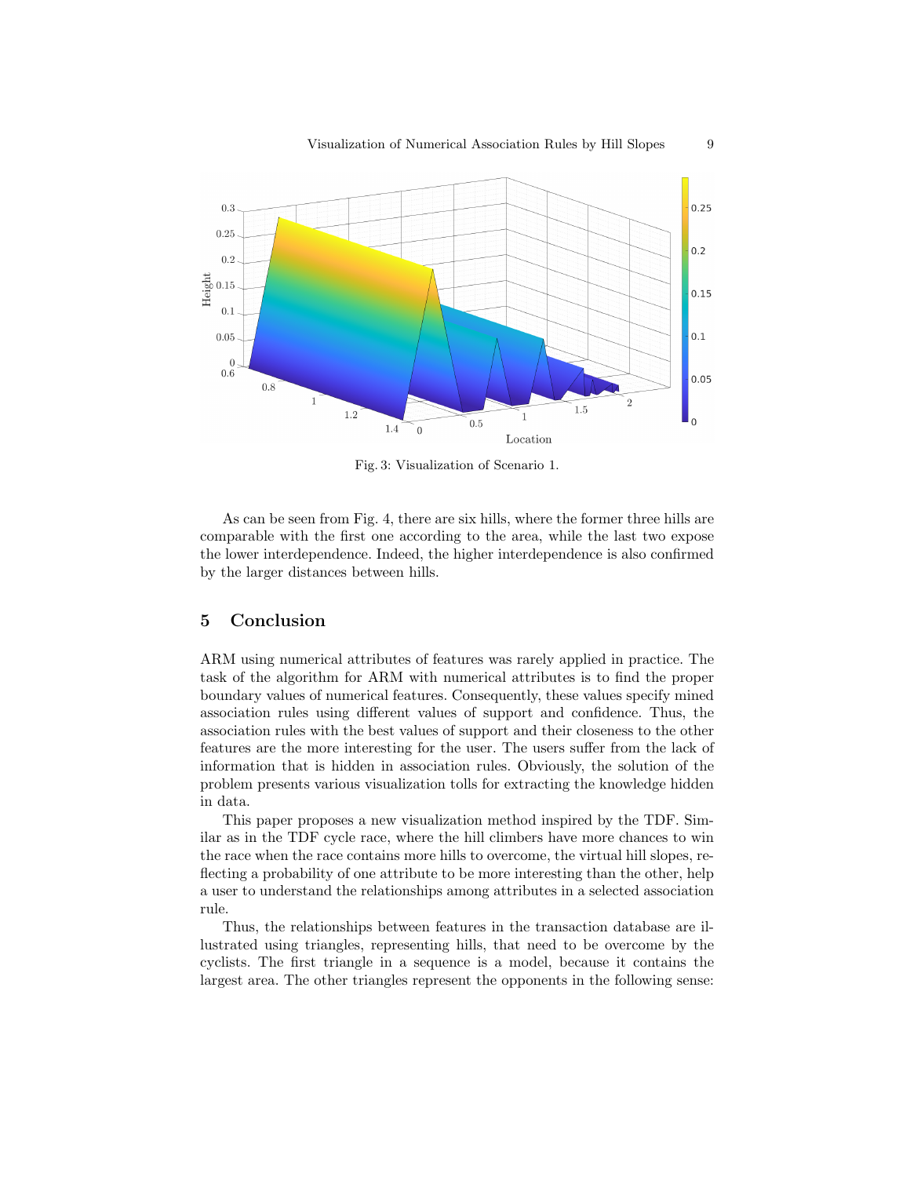Fig. 3: Visualization of Scenario 1.

As can be seen from Fig. 4, there are six hills, where the former three hills are comparable with the first one according to the area, while the last two expose the lower interdependence. Indeed, the higher interdependence is also confirmed by the larger distances between hills.

## 5 Conclusion

ARM using numerical attributes of features was rarely applied in practice. The task of the algorithm for ARM with numerical attributes is to find the proper boundary values of numerical features. Consequently, these values specify mined association rules using different values of support and confidence. Thus, the association rules with the best values of support and their closeness to the other features are the more interesting for the user. The users suffer from the lack of information that is hidden in association rules. Obviously, the solution of the problem presents various visualization tolls for extracting the knowledge hidden in data.

This paper proposes a new visualization method inspired by the TDF. Similar as in the TDF cycle race, where the hill climbers have more chances to win the race when the race contains more hills to overcome, the virtual hill slopes, reflecting a probability of one attribute to be more interesting than the other, help a user to understand the relationships among attributes in a selected association rule.

Thus, the relationships between features in the transaction database are illustrated using triangles, representing hills, that need to be overcome by the cyclists. The first triangle in a sequence is a model, because it contains the largest area. The other triangles represent the opponents in the following sense: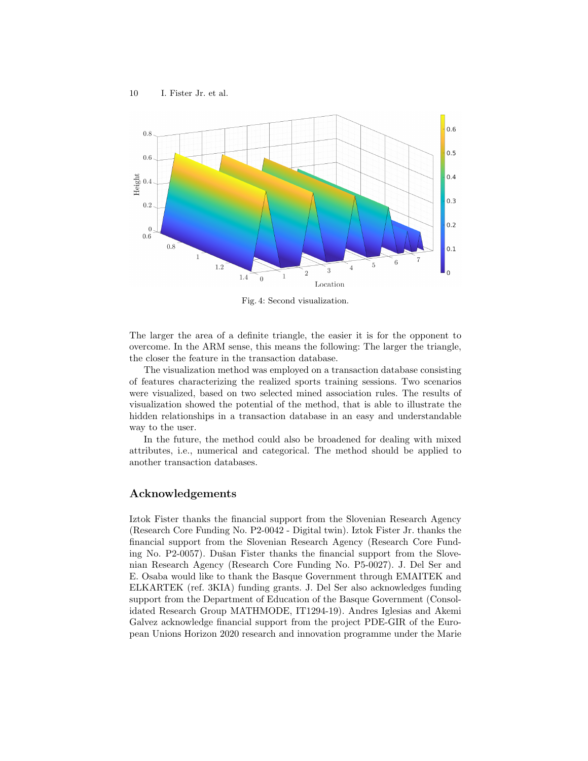Fig. 4: Second visualization.

The larger the area of a definite triangle, the easier it is for the opponent to overcome. In the ARM sense, this means the following: The larger the triangle, the closer the feature in the transaction database.

The visualization method was employed on a transaction database consisting of features characterizing the realized sports training sessions. Two scenarios were visualized, based on two selected mined association rules. The results of visualization showed the potential of the method, that is able to illustrate the hidden relationships in a transaction database in an easy and understandable way to the user.

In the future, the method could also be broadened for dealing with mixed attributes, i.e., numerical and categorical. The method should be applied to another transaction databases.

## Acknowledgements

Iztok Fister thanks the financial support from the Slovenian Research Agency (Research Core Funding No. P2-0042 - Digital twin). Iztok Fister Jr. thanks the financial support from the Slovenian Research Agency (Research Core Funding No. P2-0057). Dušan Fister thanks the financial support from the Slovenian Research Agency (Research Core Funding No. P5-0027). J. Del Ser and E. Osaba would like to thank the Basque Government through EMAITEK and ELKARTEK (ref. 3KIA) funding grants. J. Del Ser also acknowledges funding support from the Department of Education of the Basque Government (Consolidated Research Group MATHMODE, IT1294-19). Andres Iglesias and Akemi Galvez acknowledge financial support from the project PDE-GIR of the European Unions Horizon 2020 research and innovation programme under the Marie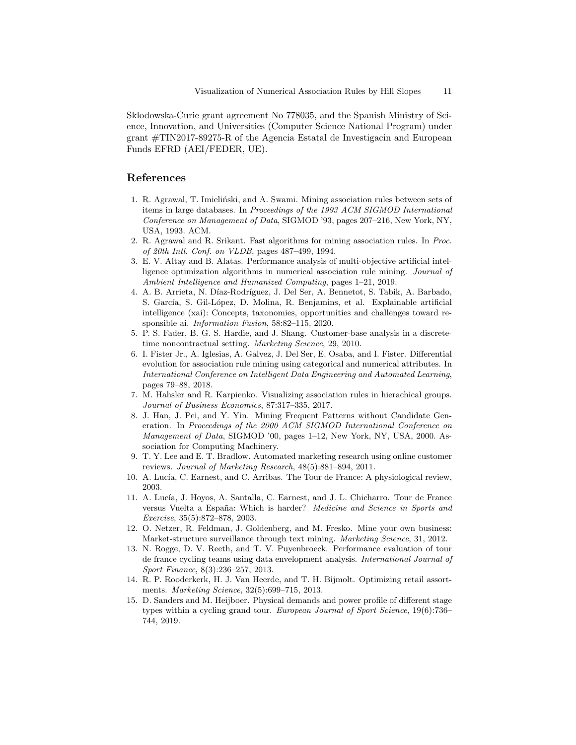Sklodowska-Curie grant agreement No 778035, and the Spanish Ministry of Science, Innovation, and Universities (Computer Science National Program) under grant #TIN2017-89275-R of the Agencia Estatal de Investigacin and European Funds EFRD (AEI/FEDER, UE).

## References

1. R. Agrawal, T. Imieliński, and A. Swami. Mining association rules between sets of items in large databases. In *Proceedings of the 1993 ACM SIGMOD International Conference on Management of Data*, SIGMOD '93, pages 207–216, New York, NY, USA, 1993. ACM.
2. R. Agrawal and R. Srikant. Fast algorithms for mining association rules. In *Proc. of 20th Intl. Conf. on VLDB*, pages 487–499, 1994.
3. E. V. Altay and B. Alatas. Performance analysis of multi-objective artificial intelligence optimization algorithms in numerical association rule mining. *Journal of Ambient Intelligence and Humanized Computing*, pages 1–21, 2019.
4. A. B. Arrieta, N. Díaz-Rodríguez, J. Del Ser, A. Bennetot, S. Tabik, A. Barbado, S. García, S. Gil-López, D. Molina, R. Benjamins, et al. Explainable artificial intelligence (xai): Concepts, taxonomies, opportunities and challenges toward responsible ai. *Information Fusion*, 58:82–115, 2020.
5. P. S. Fader, B. G. S. Hardie, and J. Shang. Customer-base analysis in a discrete-time noncontractual setting. *Marketing Science*, 29, 2010.
6. I. Fister Jr., A. Iglesias, A. Galvez, J. Del Ser, E. Osaba, and I. Fister. Differential evolution for association rule mining using categorical and numerical attributes. In *International Conference on Intelligent Data Engineering and Automated Learning*, pages 79–88, 2018.
7. M. Hahsler and R. Karpienko. Visualizing association rules in hierachical groups. *Journal of Business Economics*, 87:317–335, 2017.
8. J. Han, J. Pei, and Y. Yin. Mining Frequent Patterns without Candidate Generation. In *Proceedings of the 2000 ACM SIGMOD International Conference on Management of Data*, SIGMOD '00, pages 1–12, New York, NY, USA, 2000. Association for Computing Machinery.
9. T. Y. Lee and E. T. Bradlow. Automated marketing research using online customer reviews. *Journal of Marketing Research*, 48(5):881–894, 2011.
10. A. Lucía, C. Earnest, and C. Arribas. The Tour de France: A physiological review, 2003.
11. A. Lucía, J. Hoyos, A. Santalla, C. Earnest, and J. L. Chicharro. Tour de France versus Vuelta a España: Which is harder? *Medicine and Science in Sports and Exercise*, 35(5):872–878, 2003.
12. O. Netzer, R. Feldman, J. Goldenberg, and M. Fresko. Mine your own business: Market-structure surveillance through text mining. *Marketing Science*, 31, 2012.
13. N. Rogge, D. V. Reeth, and T. V. Puyenbroeck. Performance evaluation of tour de france cycling teams using data envelopment analysis. *International Journal of Sport Finance*, 8(3):236–257, 2013.
14. R. P. Rooderkerk, H. J. Van Heerde, and T. H. Bijmolt. Optimizing retail assortments. *Marketing Science*, 32(5):699–715, 2013.
15. D. Sanders and M. Heijboer. Physical demands and power profile of different stage types within a cycling grand tour. *European Journal of Sport Science*, 19(6):736–744, 2019.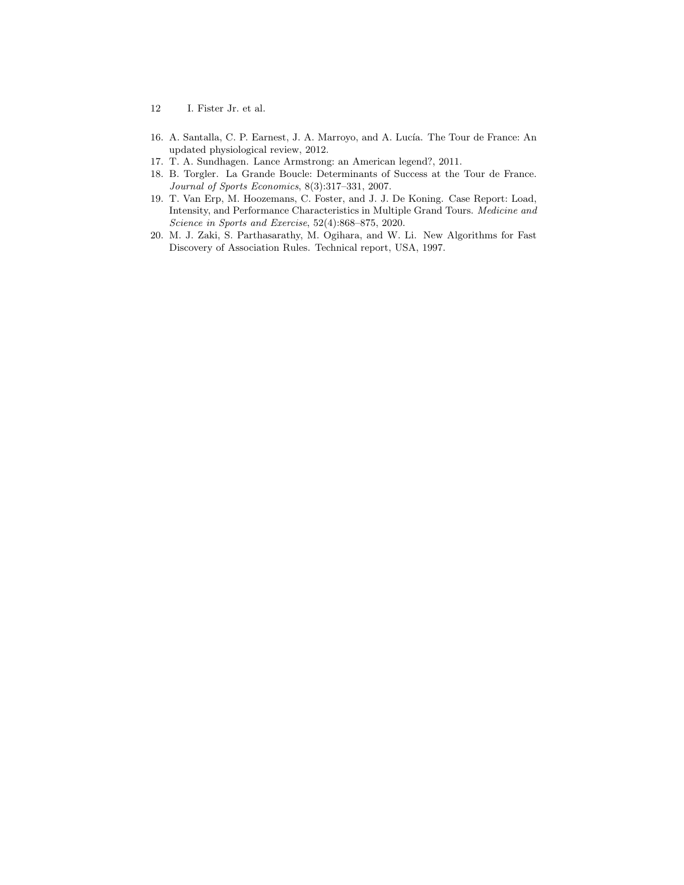16. A. Santalla, C. P. Earnest, J. A. Marroyo, and A. Lucía. The Tour de France: An updated physiological review, 2012.
17. T. A. Sundhagen. Lance Armstrong: an American legend?, 2011.
18. B. Torgler. La Grande Boucle: Determinants of Success at the Tour de France. *Journal of Sports Economics*, 8(3):317–331, 2007.
19. T. Van Erp, M. Hoozemans, C. Foster, and J. J. De Koning. Case Report: Load, Intensity, and Performance Characteristics in Multiple Grand Tours. *Medicine and Science in Sports and Exercise*, 52(4):868–875, 2020.
20. M. J. Zaki, S. Parthasarathy, M. Ogihara, and W. Li. New Algorithms for Fast Discovery of Association Rules. Technical report, USA, 1997.